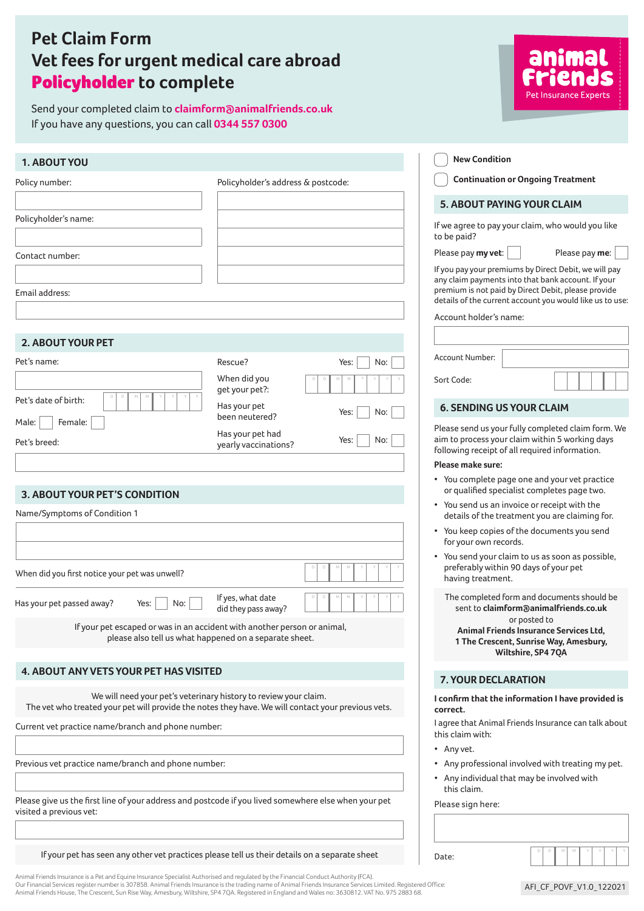# Pet Claim Form
# Vet fees for urgent medical care abroad
# Policyholder to complete

Send your completed claim to claimform@animalfriends.co.uk
If you have any questions, you can call 0344 557 0300

animal friends
Pet Insurance Experts

## 1. ABOUT YOU

Policy number:

Policyholder's address & postcode:

Policyholder's name:

Contact number:

Email address:

## 2. ABOUT YOUR PET

Pet's name:

Pet's date of birth: D D M M Y Y Y Y

Male: ☐ Female: ☐

Pet's breed:

Rescue? Yes: ☐ No: ☐

When did you get your pet?: D D M M Y Y Y Y

Has your pet been neutered? Yes: ☐ No: ☐

Has your pet had yearly vaccinations? Yes: ☐ No: ☐

## 3. ABOUT YOUR PET'S CONDITION

Name/Symptoms of Condition 1

When did you first notice your pet was unwell? D D M M Y Y Y Y

Has your pet passed away? Yes: ☐ No: ☐

If yes, what date did they pass away? D D M M Y Y Y Y

If your pet escaped or was in an accident with another person or animal, please also tell us what happened on a separate sheet.

## 4. ABOUT ANY VETS YOUR PET HAS VISITED

We will need your pet's veterinary history to review your claim.
The vet who treated your pet will provide the notes they have. We will contact your previous vets.

Current vet practice name/branch and phone number:

Previous vet practice name/branch and phone number:

Please give us the first line of your address and postcode if you lived somewhere else when your pet visited a previous vet:

If your pet has seen any other vet practices please tell us their details on a separate sheet

☐ **New Condition**

☐ **Continuation or Ongoing Treatment**

## 5. ABOUT PAYING YOUR CLAIM

If we agree to pay your claim, who would you like to be paid?

Please pay **my vet**: ☐ Please pay **me**: ☐

If you pay your premiums by Direct Debit, we will pay any claim payments into that bank account. If your premium is not paid by Direct Debit, please provide details of the current account you would like us to use:

Account holder's name:

Account Number:

Sort Code:

## 6. SENDING US YOUR CLAIM

Please send us your fully completed claim form. We aim to process your claim within 5 working days following receipt of all required information.

**Please make sure:**

- You complete page one and your vet practice or qualified specialist completes page two.
- You send us an invoice or receipt with the details of the treatment you are claiming for.
- You keep copies of the documents you send for your own records.
- You send your claim to us as soon as possible, preferably within 90 days of your pet having treatment.

The completed form and documents should be sent to **claimform@animalfriends.co.uk** or posted to **Animal Friends Insurance Services Ltd, 1 The Crescent, Sunrise Way, Amesbury, Wiltshire, SP4 7QA**

## 7. YOUR DECLARATION

**I confirm that the information I have provided is correct.**

I agree that Animal Friends Insurance can talk about this claim with:

- Any vet.
- Any professional involved with treating my pet.
- Any individual that may be involved with this claim.

Please sign here:

Date: D D M M Y Y Y Y

Animal Friends Insurance is a Pet and Equine Insurance Specialist Authorised and regulated by the Financial Conduct Authority (FCA).
Our Financial Services register number is 307858. Animal Friends Insurance is the trading name of Animal Friends Insurance Services Limited. Registered Office: Animal Friends House, The Crescent, Sun Rise Way, Amesbury, Wiltshire, SP4 7QA. Registered in England and Wales no: 3630812. VAT No. 975 2883 68.

AFI_CF_POVF_V1.0_122021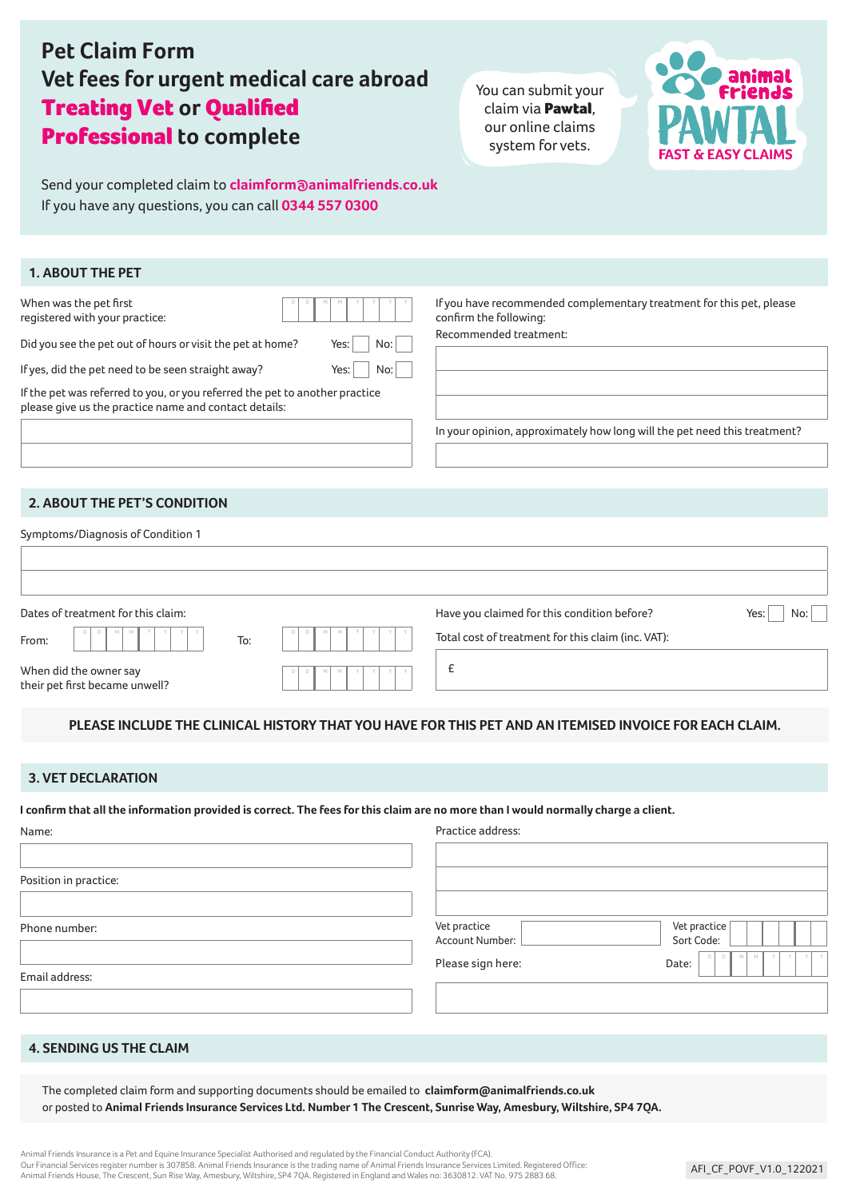# Pet Claim Form

## Vet fees for urgent medical care abroad

## **Treating Vet** or **Qualified Professional** to complete

You can submit your claim via **Pawtal**, our online claims system for vets.

animal friends PAWTAL FAST & EASY CLAIMS

Send your completed claim to **claimform@animalfriends.co.uk**
If you have any questions, you can call **0344 557 0300**

## 1. ABOUT THE PET

When was the pet first registered with your practice: D D M M Y Y Y Y

Did you see the pet out of hours or visit the pet at home? Yes: ☐ No: ☐

If yes, did the pet need to be seen straight away? Yes: ☐ No: ☐

If the pet was referred to you, or you referred the pet to another practice please give us the practice name and contact details:

If you have recommended complementary treatment for this pet, please confirm the following:

Recommended treatment:

In your opinion, approximately how long will the pet need this treatment?

## 2. ABOUT THE PET'S CONDITION

Symptoms/Diagnosis of Condition 1

Dates of treatment for this claim:

From: D D M M Y Y Y Y To: D D M M Y Y Y Y

When did the owner say their pet first became unwell? D D M M Y Y Y Y

Have you claimed for this condition before? Yes: ☐ No: ☐

Total cost of treatment for this claim (inc. VAT):

£

**PLEASE INCLUDE THE CLINICAL HISTORY THAT YOU HAVE FOR THIS PET AND AN ITEMISED INVOICE FOR EACH CLAIM.**

## 3. VET DECLARATION

**I confirm that all the information provided is correct. The fees for this claim are no more than I would normally charge a client.**

Name:

Position in practice:

Phone number:

Email address:

Practice address:

Vet practice Account Number:

Vet practice Sort Code:

Please sign here:

Date: D D M M Y Y Y Y

## 4. SENDING US THE CLAIM

The completed claim form and supporting documents should be emailed to **claimform@animalfriends.co.uk**
or posted to **Animal Friends Insurance Services Ltd. Number 1 The Crescent, Sunrise Way, Amesbury, Wiltshire, SP4 7QA.**

Animal Friends Insurance is a Pet and Equine Insurance Specialist Authorised and regulated by the Financial Conduct Authority (FCA).
Our Financial Services register number is 307858. Animal Friends Insurance is the trading name of Animal Friends Insurance Services Limited. Registered Office: Animal Friends House, The Crescent, Sun Rise Way, Amesbury, Wiltshire, SP4 7QA. Registered in England and Wales no: 3630812. VAT No. 975 2883 68.

AFI_CF_POVF_V1.0_122021